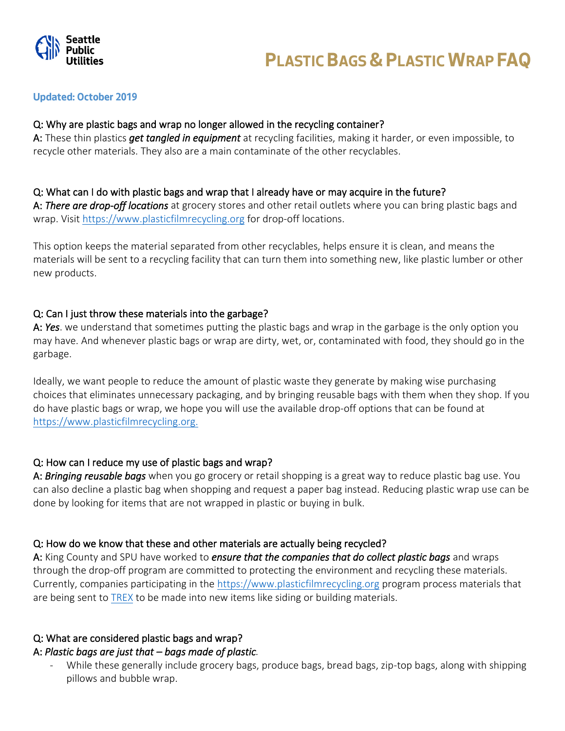Seattle Public Utilities

# Plastic Bags & Plastic Wrap FAQ

**Updated: October 2019**

Q: Why are plastic bags and wrap no longer allowed in the recycling container?
A: These thin plastics ***get tangled in equipment*** at recycling facilities, making it harder, or even impossible, to recycle other materials. They also are a main contaminate of the other recyclables.

Q: What can I do with plastic bags and wrap that I already have or may acquire in the future?
A: *There are drop-off locations* at grocery stores and other retail outlets where you can bring plastic bags and wrap. Visit [https://www.plasticfilmrecycling.org](https://www.plasticfilmrecycling.org) for drop-off locations.

This option keeps the material separated from other recyclables, helps ensure it is clean, and means the materials will be sent to a recycling facility that can turn them into something new, like plastic lumber or other new products.

Q: Can I just throw these materials into the garbage?
A: *Yes*. we understand that sometimes putting the plastic bags and wrap in the garbage is the only option you may have. And whenever plastic bags or wrap are dirty, wet, or, contaminated with food, they should go in the garbage.

Ideally, we want people to reduce the amount of plastic waste they generate by making wise purchasing choices that eliminates unnecessary packaging, and by bringing reusable bags with them when they shop. If you do have plastic bags or wrap, we hope you will use the available drop-off options that can be found at [https://www.plasticfilmrecycling.org.](https://www.plasticfilmrecycling.org)

Q: How can I reduce my use of plastic bags and wrap?
A: ***Bringing reusable bags*** when you go grocery or retail shopping is a great way to reduce plastic bag use. You can also decline a plastic bag when shopping and request a paper bag instead. Reducing plastic wrap use can be done by looking for items that are not wrapped in plastic or buying in bulk.

Q: How do we know that these and other materials are actually being recycled?
A: King County and SPU have worked to ***ensure that the companies that do collect plastic bags*** and wraps through the drop-off program are committed to protecting the environment and recycling these materials. Currently, companies participating in the [https://www.plasticfilmrecycling.org](https://www.plasticfilmrecycling.org) program process materials that are being sent to TREX to be made into new items like siding or building materials.

Q: What are considered plastic bags and wrap?
A: *Plastic bags are just that – bags made of plastic.*

- While these generally include grocery bags, produce bags, bread bags, zip-top bags, along with shipping pillows and bubble wrap.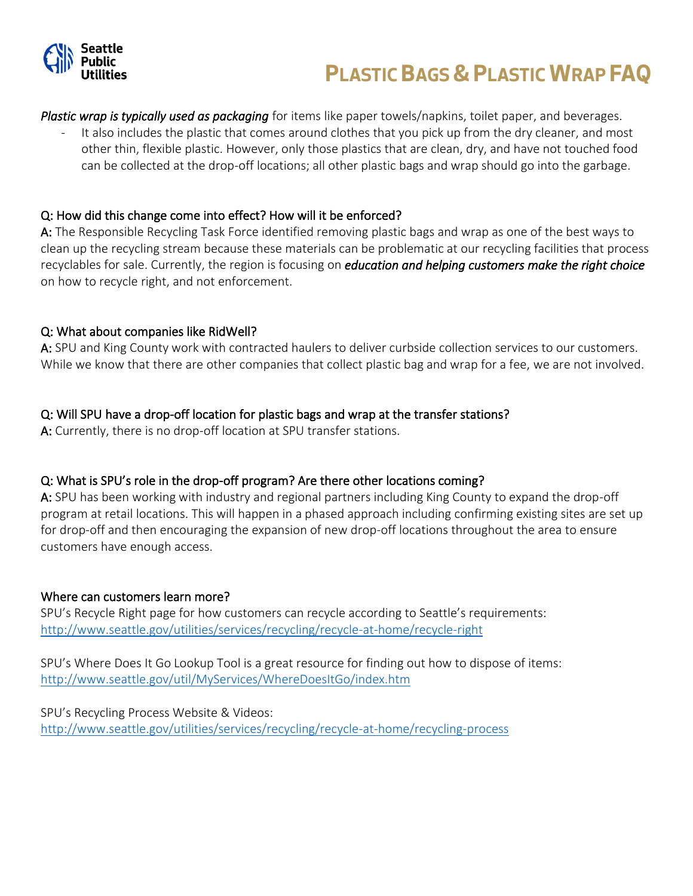# PLASTIC BAGS & PLASTIC WRAP FAQ

***Plastic wrap is typically used as packaging*** for items like paper towels/napkins, toilet paper, and beverages.

- It also includes the plastic that comes around clothes that you pick up from the dry cleaner, and most other thin, flexible plastic. However, only those plastics that are clean, dry, and have not touched food can be collected at the drop-off locations; all other plastic bags and wrap should go into the garbage.

Q: How did this change come into effect? How will it be enforced?

A: The Responsible Recycling Task Force identified removing plastic bags and wrap as one of the best ways to clean up the recycling stream because these materials can be problematic at our recycling facilities that process recyclables for sale. Currently, the region is focusing on ***education and helping customers make the right choice*** on how to recycle right, and not enforcement.

Q: What about companies like RidWell?

A: SPU and King County work with contracted haulers to deliver curbside collection services to our customers. While we know that there are other companies that collect plastic bag and wrap for a fee, we are not involved.

Q: Will SPU have a drop-off location for plastic bags and wrap at the transfer stations?

A: Currently, there is no drop-off location at SPU transfer stations.

Q: What is SPU's role in the drop-off program? Are there other locations coming?

A: SPU has been working with industry and regional partners including King County to expand the drop-off program at retail locations. This will happen in a phased approach including confirming existing sites are set up for drop-off and then encouraging the expansion of new drop-off locations throughout the area to ensure customers have enough access.

Where can customers learn more?

SPU's Recycle Right page for how customers can recycle according to Seattle's requirements:
http://www.seattle.gov/utilities/services/recycling/recycle-at-home/recycle-right

SPU's Where Does It Go Lookup Tool is a great resource for finding out how to dispose of items:
http://www.seattle.gov/util/MyServices/WhereDoesItGo/index.htm

SPU's Recycling Process Website & Videos:
http://www.seattle.gov/utilities/services/recycling/recycle-at-home/recycling-process